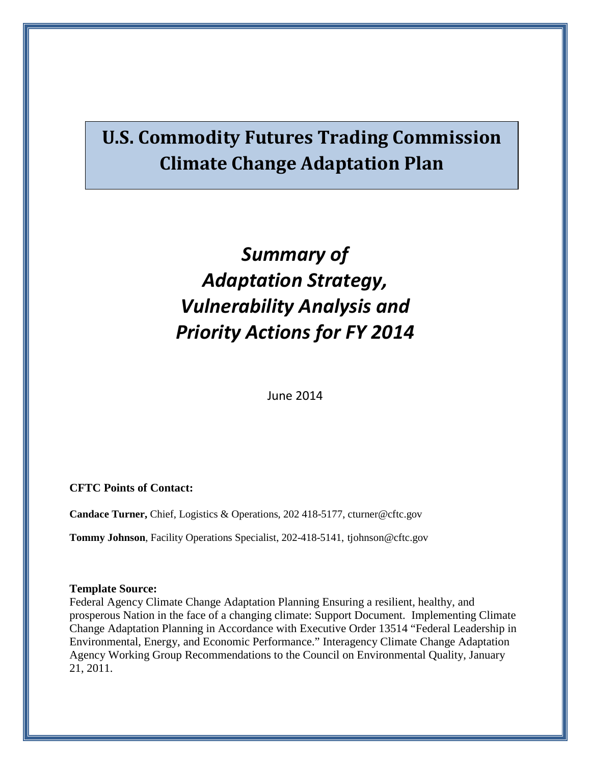# U.S. Commodity Futures Trading Commission Climate Change Adaptation Plan

## *Summary of Adaptation Strategy, Vulnerability Analysis and Priority Actions for FY 2014*

June 2014

**CFTC Points of Contact:**

**Candace Turner,** Chief, Logistics & Operations, 202 418-5177, cturner@cftc.gov

**Tommy Johnson**, Facility Operations Specialist, 202-418-5141, tjohnson@cftc.gov

**Template Source:**
Federal Agency Climate Change Adaptation Planning Ensuring a resilient, healthy, and prosperous Nation in the face of a changing climate: Support Document. Implementing Climate Change Adaptation Planning in Accordance with Executive Order 13514 "Federal Leadership in Environmental, Energy, and Economic Performance." Interagency Climate Change Adaptation Agency Working Group Recommendations to the Council on Environmental Quality, January 21, 2011.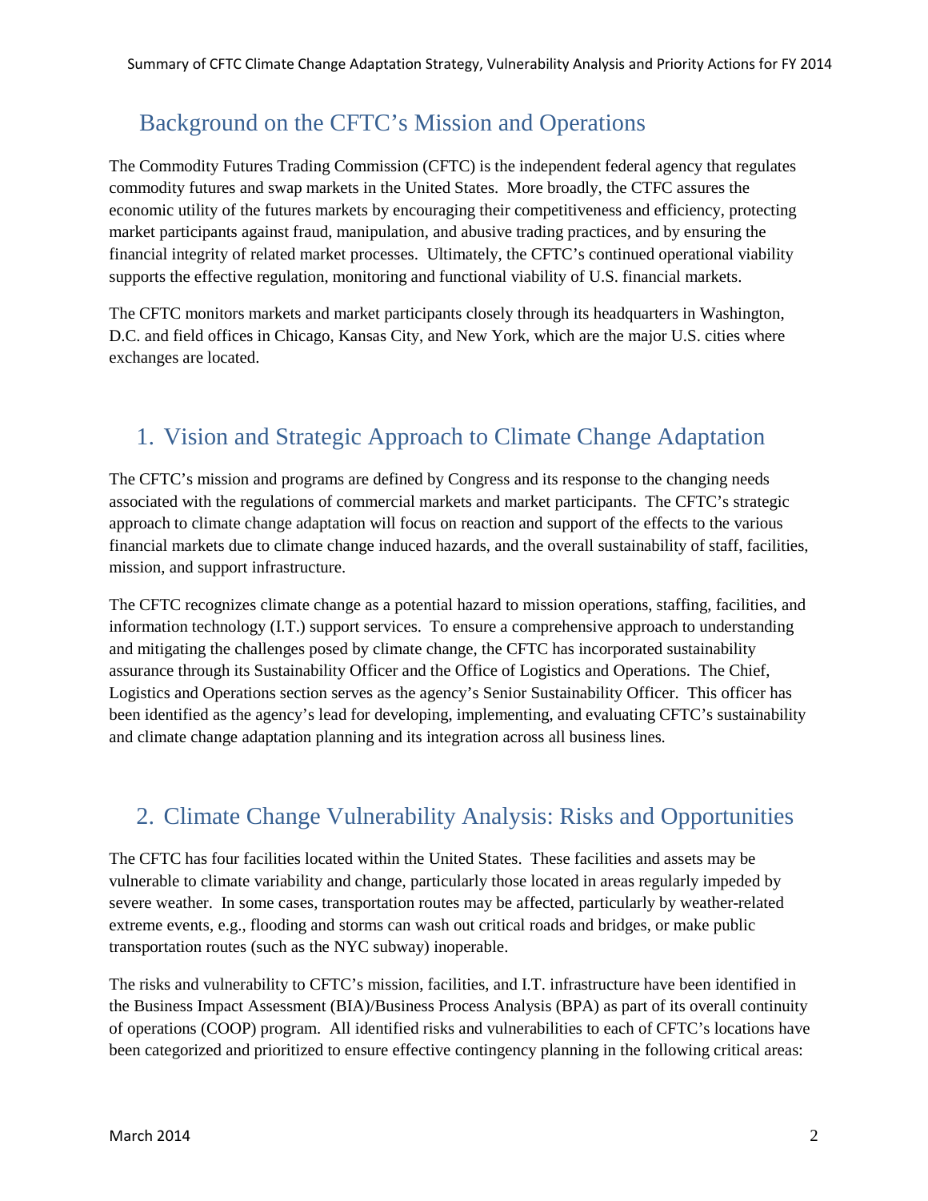## Background on the CFTC's Mission and Operations

The Commodity Futures Trading Commission (CFTC) is the independent federal agency that regulates commodity futures and swap markets in the United States. More broadly, the CTFC assures the economic utility of the futures markets by encouraging their competitiveness and efficiency, protecting market participants against fraud, manipulation, and abusive trading practices, and by ensuring the financial integrity of related market processes. Ultimately, the CFTC's continued operational viability supports the effective regulation, monitoring and functional viability of U.S. financial markets.

The CFTC monitors markets and market participants closely through its headquarters in Washington, D.C. and field offices in Chicago, Kansas City, and New York, which are the major U.S. cities where exchanges are located.

## 1. Vision and Strategic Approach to Climate Change Adaptation

The CFTC's mission and programs are defined by Congress and its response to the changing needs associated with the regulations of commercial markets and market participants. The CFTC's strategic approach to climate change adaptation will focus on reaction and support of the effects to the various financial markets due to climate change induced hazards, and the overall sustainability of staff, facilities, mission, and support infrastructure.

The CFTC recognizes climate change as a potential hazard to mission operations, staffing, facilities, and information technology (I.T.) support services. To ensure a comprehensive approach to understanding and mitigating the challenges posed by climate change, the CFTC has incorporated sustainability assurance through its Sustainability Officer and the Office of Logistics and Operations. The Chief, Logistics and Operations section serves as the agency's Senior Sustainability Officer. This officer has been identified as the agency's lead for developing, implementing, and evaluating CFTC's sustainability and climate change adaptation planning and its integration across all business lines.

## 2. Climate Change Vulnerability Analysis: Risks and Opportunities

The CFTC has four facilities located within the United States. These facilities and assets may be vulnerable to climate variability and change, particularly those located in areas regularly impeded by severe weather. In some cases, transportation routes may be affected, particularly by weather-related extreme events, e.g., flooding and storms can wash out critical roads and bridges, or make public transportation routes (such as the NYC subway) inoperable.

The risks and vulnerability to CFTC's mission, facilities, and I.T. infrastructure have been identified in the Business Impact Assessment (BIA)/Business Process Analysis (BPA) as part of its overall continuity of operations (COOP) program. All identified risks and vulnerabilities to each of CFTC's locations have been categorized and prioritized to ensure effective contingency planning in the following critical areas: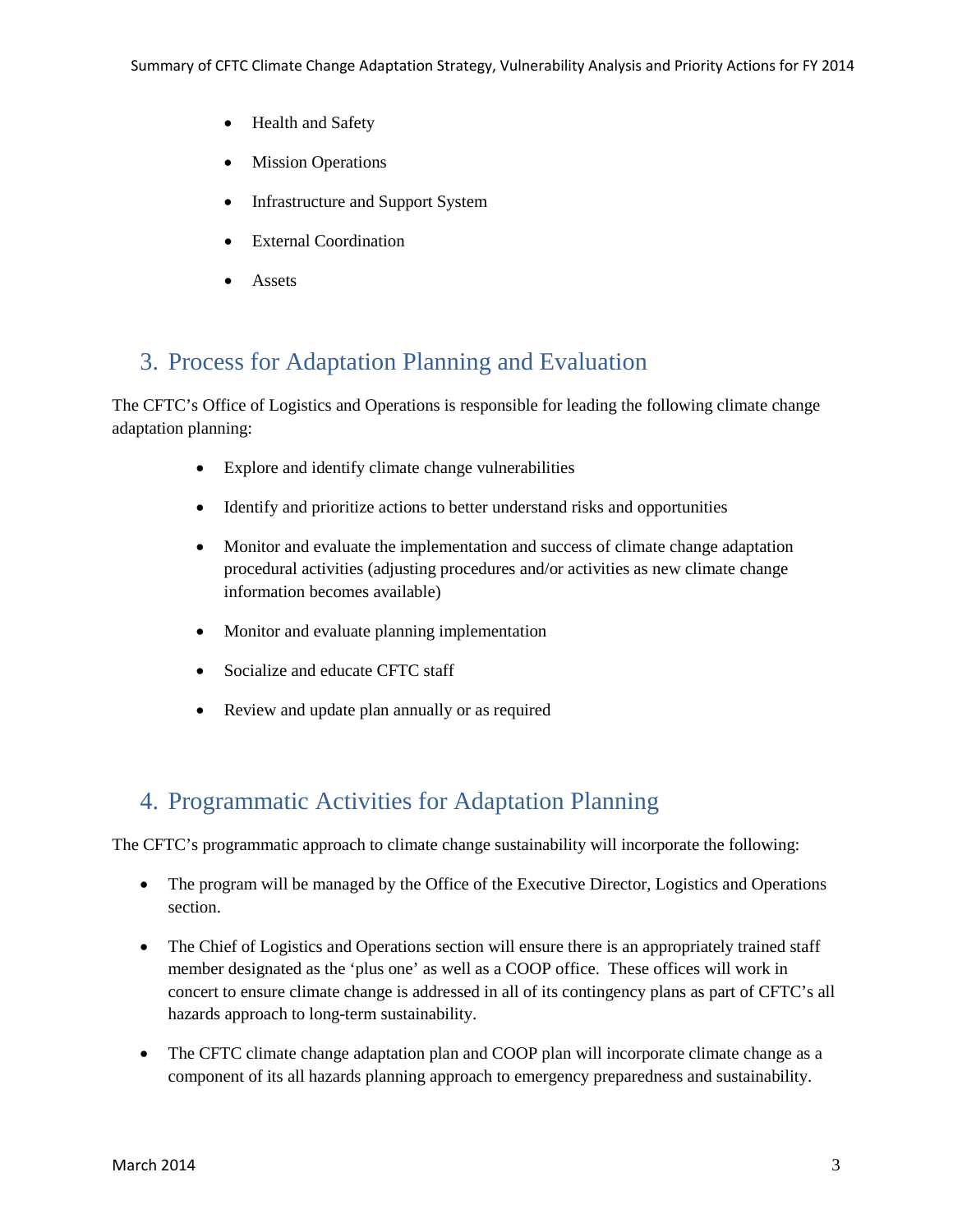- Health and Safety
- Mission Operations
- Infrastructure and Support System
- External Coordination
- Assets

## 3. Process for Adaptation Planning and Evaluation

The CFTC's Office of Logistics and Operations is responsible for leading the following climate change adaptation planning:

- Explore and identify climate change vulnerabilities
- Identify and prioritize actions to better understand risks and opportunities
- Monitor and evaluate the implementation and success of climate change adaptation procedural activities (adjusting procedures and/or activities as new climate change information becomes available)
- Monitor and evaluate planning implementation
- Socialize and educate CFTC staff
- Review and update plan annually or as required

## 4. Programmatic Activities for Adaptation Planning

The CFTC's programmatic approach to climate change sustainability will incorporate the following:

- The program will be managed by the Office of the Executive Director, Logistics and Operations section.
- The Chief of Logistics and Operations section will ensure there is an appropriately trained staff member designated as the 'plus one' as well as a COOP office. These offices will work in concert to ensure climate change is addressed in all of its contingency plans as part of CFTC's all hazards approach to long-term sustainability.
- The CFTC climate change adaptation plan and COOP plan will incorporate climate change as a component of its all hazards planning approach to emergency preparedness and sustainability.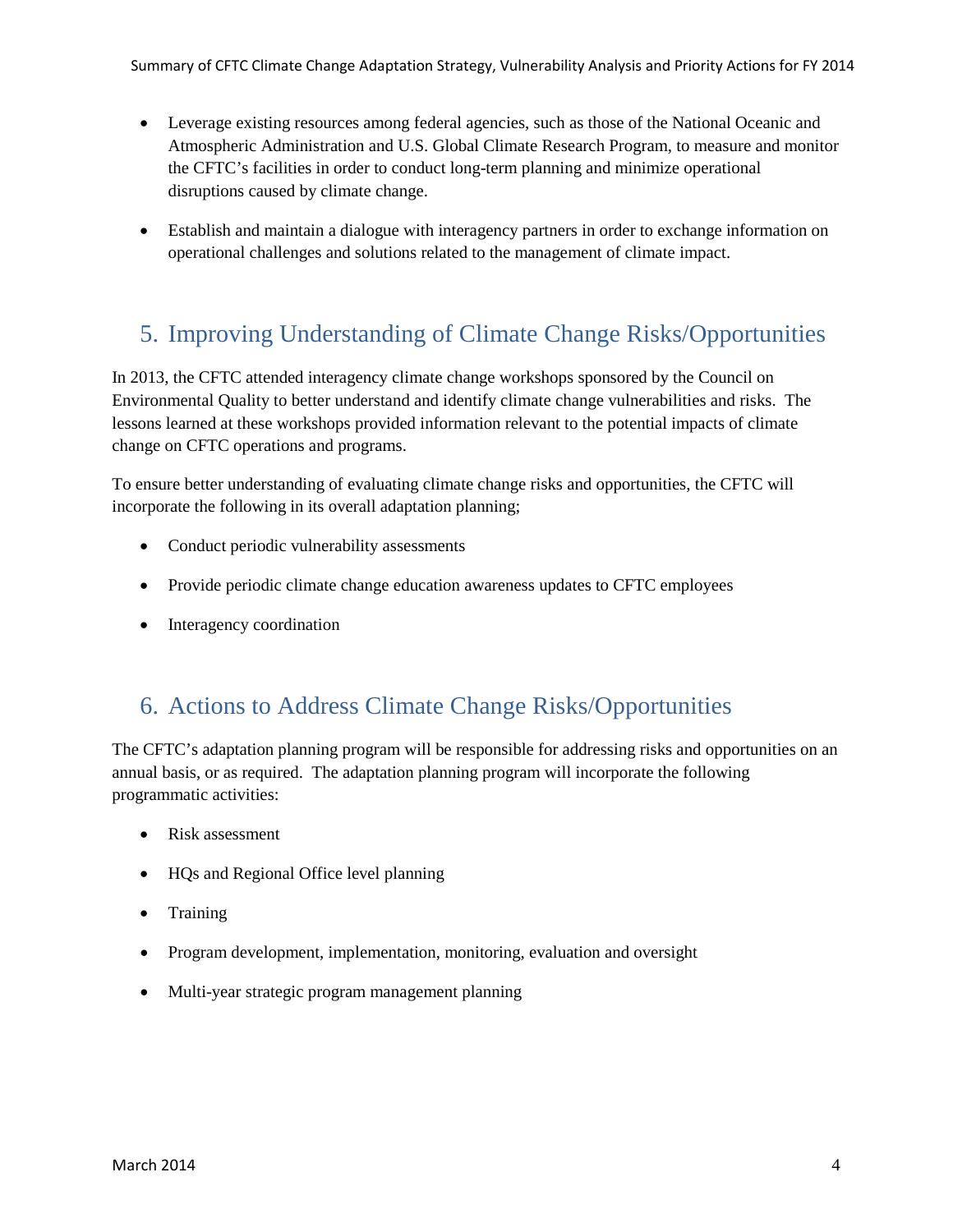- Leverage existing resources among federal agencies, such as those of the National Oceanic and Atmospheric Administration and U.S. Global Climate Research Program, to measure and monitor the CFTC's facilities in order to conduct long-term planning and minimize operational disruptions caused by climate change.
- Establish and maintain a dialogue with interagency partners in order to exchange information on operational challenges and solutions related to the management of climate impact.

## 5. Improving Understanding of Climate Change Risks/Opportunities

In 2013, the CFTC attended interagency climate change workshops sponsored by the Council on Environmental Quality to better understand and identify climate change vulnerabilities and risks. The lessons learned at these workshops provided information relevant to the potential impacts of climate change on CFTC operations and programs.

To ensure better understanding of evaluating climate change risks and opportunities, the CFTC will incorporate the following in its overall adaptation planning;

- Conduct periodic vulnerability assessments
- Provide periodic climate change education awareness updates to CFTC employees
- Interagency coordination

## 6. Actions to Address Climate Change Risks/Opportunities

The CFTC's adaptation planning program will be responsible for addressing risks and opportunities on an annual basis, or as required. The adaptation planning program will incorporate the following programmatic activities:

- Risk assessment
- HQs and Regional Office level planning
- Training
- Program development, implementation, monitoring, evaluation and oversight
- Multi-year strategic program management planning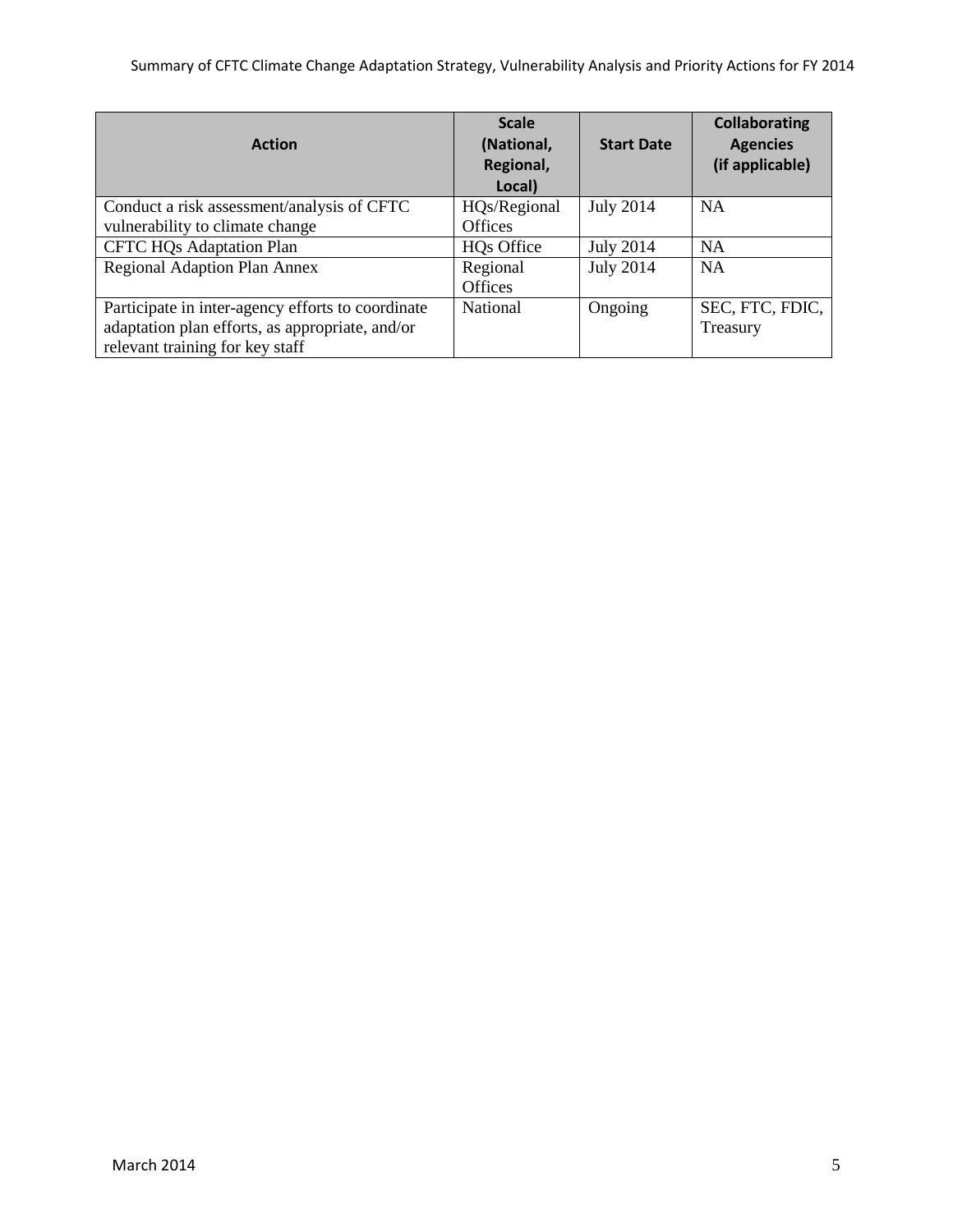| Action | Scale (National, Regional, Local) | Start Date | Collaborating Agencies (if applicable) |
|---|---|---|---|
| Conduct a risk assessment/analysis of CFTC vulnerability to climate change | HQs/Regional Offices | July 2014 | NA |
| CFTC HQs Adaptation Plan | HQs Office | July 2014 | NA |
| Regional Adaption Plan Annex | Regional Offices | July 2014 | NA |
| Participate in inter-agency efforts to coordinate adaptation plan efforts, as appropriate, and/or relevant training for key staff | National | Ongoing | SEC, FTC, FDIC, Treasury |